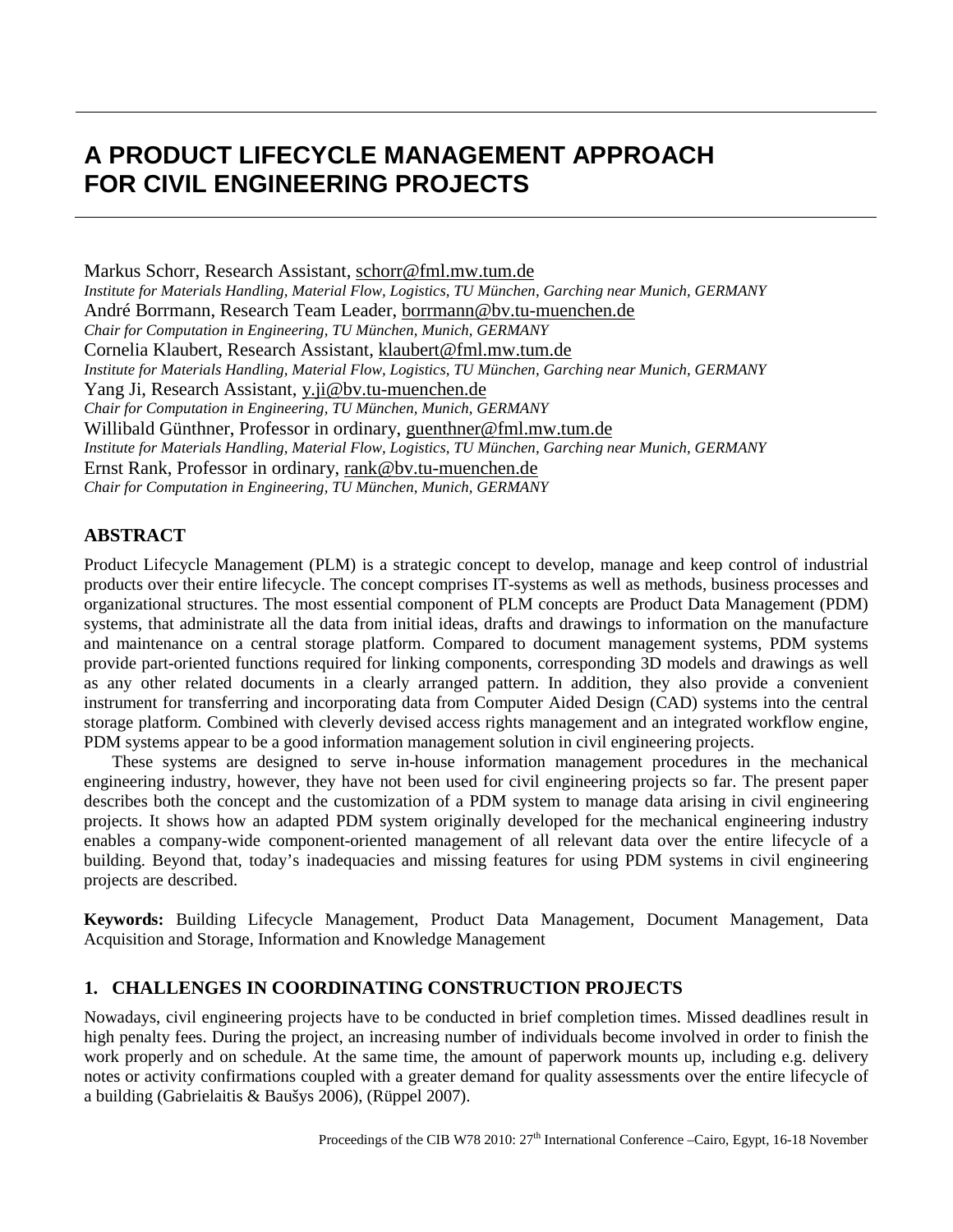# A PRODUCT LIFECYCLE MANAGEMENT APPROACH FOR CIVIL ENGINEERING PROJECTS

Markus Schorr, Research Assistant, schorr@fml.mw.tum.de
*Institute for Materials Handling, Material Flow, Logistics, TU München, Garching near Munich, GERMANY*
André Borrmann, Research Team Leader, borrmann@bv.tu-muenchen.de
*Chair for Computation in Engineering, TU München, Munich, GERMANY*
Cornelia Klaubert, Research Assistant, klaubert@fml.mw.tum.de
*Institute for Materials Handling, Material Flow, Logistics, TU München, Garching near Munich, GERMANY*
Yang Ji, Research Assistant, y.ji@bv.tu-muenchen.de
*Chair for Computation in Engineering, TU München, Munich, GERMANY*
Willibald Günthner, Professor in ordinary, guenthner@fml.mw.tum.de
*Institute for Materials Handling, Material Flow, Logistics, TU München, Garching near Munich, GERMANY*
Ernst Rank, Professor in ordinary, rank@bv.tu-muenchen.de
*Chair for Computation in Engineering, TU München, Munich, GERMANY*

## ABSTRACT

Product Lifecycle Management (PLM) is a strategic concept to develop, manage and keep control of industrial products over their entire lifecycle. The concept comprises IT-systems as well as methods, business processes and organizational structures. The most essential component of PLM concepts are Product Data Management (PDM) systems, that administrate all the data from initial ideas, drafts and drawings to information on the manufacture and maintenance on a central storage platform. Compared to document management systems, PDM systems provide part-oriented functions required for linking components, corresponding 3D models and drawings as well as any other related documents in a clearly arranged pattern. In addition, they also provide a convenient instrument for transferring and incorporating data from Computer Aided Design (CAD) systems into the central storage platform. Combined with cleverly devised access rights management and an integrated workflow engine, PDM systems appear to be a good information management solution in civil engineering projects.

These systems are designed to serve in-house information management procedures in the mechanical engineering industry, however, they have not been used for civil engineering projects so far. The present paper describes both the concept and the customization of a PDM system to manage data arising in civil engineering projects. It shows how an adapted PDM system originally developed for the mechanical engineering industry enables a company-wide component-oriented management of all relevant data over the entire lifecycle of a building. Beyond that, today's inadequacies and missing features for using PDM systems in civil engineering projects are described.

**Keywords:** Building Lifecycle Management, Product Data Management, Document Management, Data Acquisition and Storage, Information and Knowledge Management

## 1. CHALLENGES IN COORDINATING CONSTRUCTION PROJECTS

Nowadays, civil engineering projects have to be conducted in brief completion times. Missed deadlines result in high penalty fees. During the project, an increasing number of individuals become involved in order to finish the work properly and on schedule. At the same time, the amount of paperwork mounts up, including e.g. delivery notes or activity confirmations coupled with a greater demand for quality assessments over the entire lifecycle of a building (Gabrielaitis & Baušys 2006), (Rüppel 2007).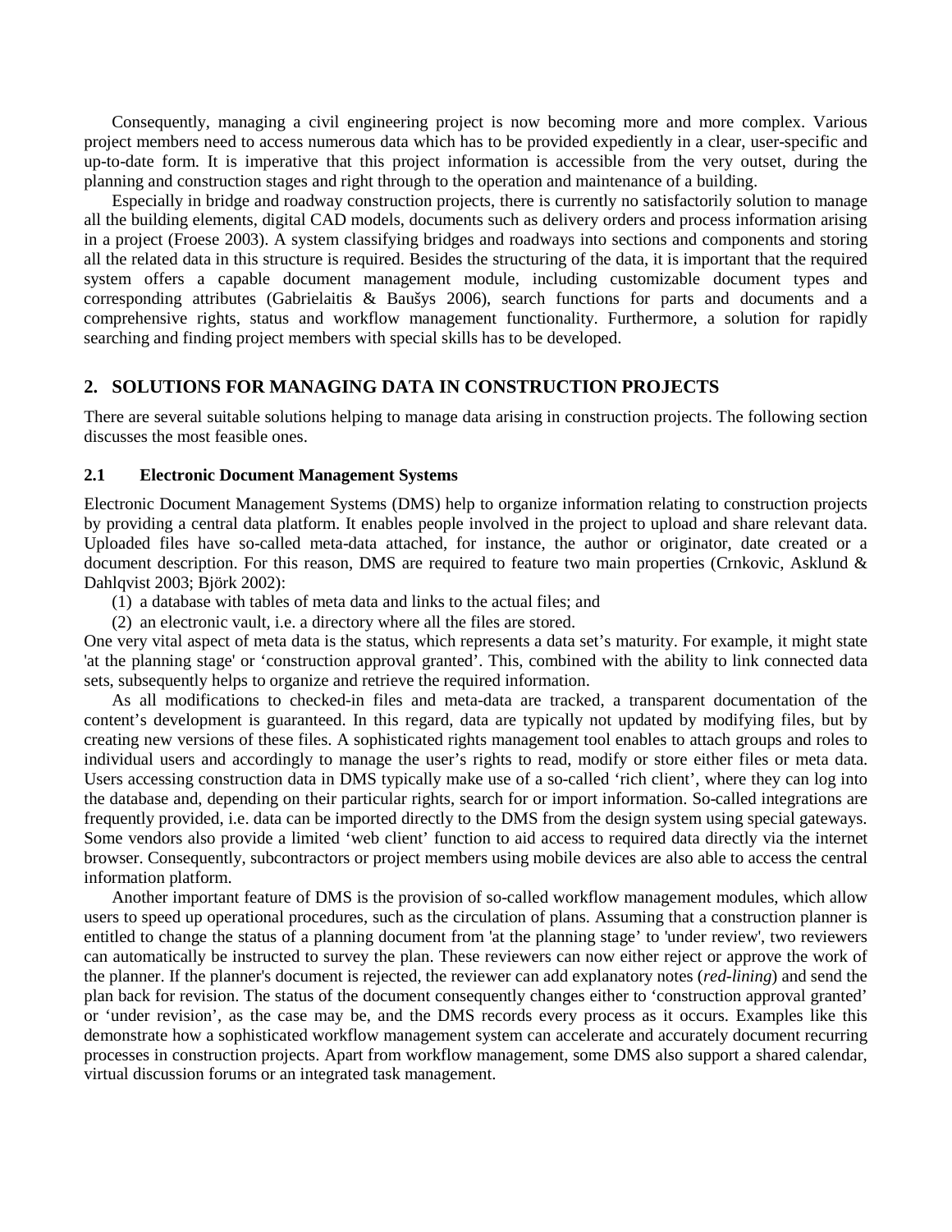Consequently, managing a civil engineering project is now becoming more and more complex. Various project members need to access numerous data which has to be provided expediently in a clear, user-specific and up-to-date form. It is imperative that this project information is accessible from the very outset, during the planning and construction stages and right through to the operation and maintenance of a building.

Especially in bridge and roadway construction projects, there is currently no satisfactorily solution to manage all the building elements, digital CAD models, documents such as delivery orders and process information arising in a project (Froese 2003). A system classifying bridges and roadways into sections and components and storing all the related data in this structure is required. Besides the structuring of the data, it is important that the required system offers a capable document management module, including customizable document types and corresponding attributes (Gabrielaitis & Baušys 2006), search functions for parts and documents and a comprehensive rights, status and workflow management functionality. Furthermore, a solution for rapidly searching and finding project members with special skills has to be developed.

## 2. SOLUTIONS FOR MANAGING DATA IN CONSTRUCTION PROJECTS

There are several suitable solutions helping to manage data arising in construction projects. The following section discusses the most feasible ones.

### 2.1 Electronic Document Management Systems

Electronic Document Management Systems (DMS) help to organize information relating to construction projects by providing a central data platform. It enables people involved in the project to upload and share relevant data. Uploaded files have so-called meta-data attached, for instance, the author or originator, date created or a document description. For this reason, DMS are required to feature two main properties (Crnkovic, Asklund & Dahlqvist 2003; Björk 2002):

(1) a database with tables of meta data and links to the actual files; and

(2) an electronic vault, i.e. a directory where all the files are stored.

One very vital aspect of meta data is the status, which represents a data set's maturity. For example, it might state 'at the planning stage' or 'construction approval granted'. This, combined with the ability to link connected data sets, subsequently helps to organize and retrieve the required information.

As all modifications to checked-in files and meta-data are tracked, a transparent documentation of the content's development is guaranteed. In this regard, data are typically not updated by modifying files, but by creating new versions of these files. A sophisticated rights management tool enables to attach groups and roles to individual users and accordingly to manage the user's rights to read, modify or store either files or meta data. Users accessing construction data in DMS typically make use of a so-called 'rich client', where they can log into the database and, depending on their particular rights, search for or import information. So-called integrations are frequently provided, i.e. data can be imported directly to the DMS from the design system using special gateways. Some vendors also provide a limited 'web client' function to aid access to required data directly via the internet browser. Consequently, subcontractors or project members using mobile devices are also able to access the central information platform.

Another important feature of DMS is the provision of so-called workflow management modules, which allow users to speed up operational procedures, such as the circulation of plans. Assuming that a construction planner is entitled to change the status of a planning document from 'at the planning stage' to 'under review', two reviewers can automatically be instructed to survey the plan. These reviewers can now either reject or approve the work of the planner. If the planner's document is rejected, the reviewer can add explanatory notes (*red-lining*) and send the plan back for revision. The status of the document consequently changes either to 'construction approval granted' or 'under revision', as the case may be, and the DMS records every process as it occurs. Examples like this demonstrate how a sophisticated workflow management system can accelerate and accurately document recurring processes in construction projects. Apart from workflow management, some DMS also support a shared calendar, virtual discussion forums or an integrated task management.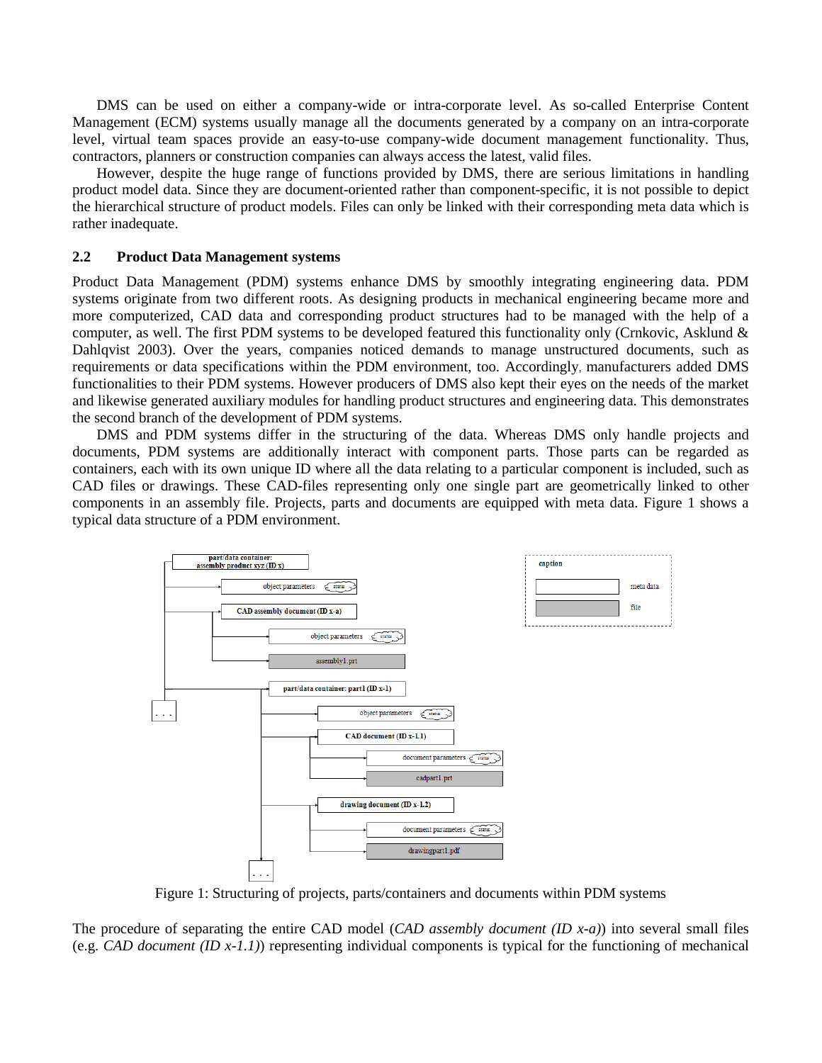DMS can be used on either a company-wide or intra-corporate level. As so-called Enterprise Content Management (ECM) systems usually manage all the documents generated by a company on an intra-corporate level, virtual team spaces provide an easy-to-use company-wide document management functionality. Thus, contractors, planners or construction companies can always access the latest, valid files.

However, despite the huge range of functions provided by DMS, there are serious limitations in handling product model data. Since they are document-oriented rather than component-specific, it is not possible to depict the hierarchical structure of product models. Files can only be linked with their corresponding meta data which is rather inadequate.

## 2.2 Product Data Management systems

Product Data Management (PDM) systems enhance DMS by smoothly integrating engineering data. PDM systems originate from two different roots. As designing products in mechanical engineering became more and more computerized, CAD data and corresponding product structures had to be managed with the help of a computer, as well. The first PDM systems to be developed featured this functionality only (Crnkovic, Asklund & Dahlqvist 2003). Over the years, companies noticed demands to manage unstructured documents, such as requirements or data specifications within the PDM environment, too. Accordingly, manufacturers added DMS functionalities to their PDM systems. However producers of DMS also kept their eyes on the needs of the market and likewise generated auxiliary modules for handling product structures and engineering data. This demonstrates the second branch of the development of PDM systems.

DMS and PDM systems differ in the structuring of the data. Whereas DMS only handle projects and documents, PDM systems are additionally interact with component parts. Those parts can be regarded as containers, each with its own unique ID where all the data relating to a particular component is included, such as CAD files or drawings. These CAD-files representing only one single part are geometrically linked to other components in an assembly file. Projects, parts and documents are equipped with meta data. Figure 1 shows a typical data structure of a PDM environment.

Figure 1: Structuring of projects, parts/containers and documents within PDM systems

The procedure of separating the entire CAD model (*CAD assembly document (ID x-a)*) into several small files (e.g. *CAD document (ID x-1.1)*) representing individual components is typical for the functioning of mechanical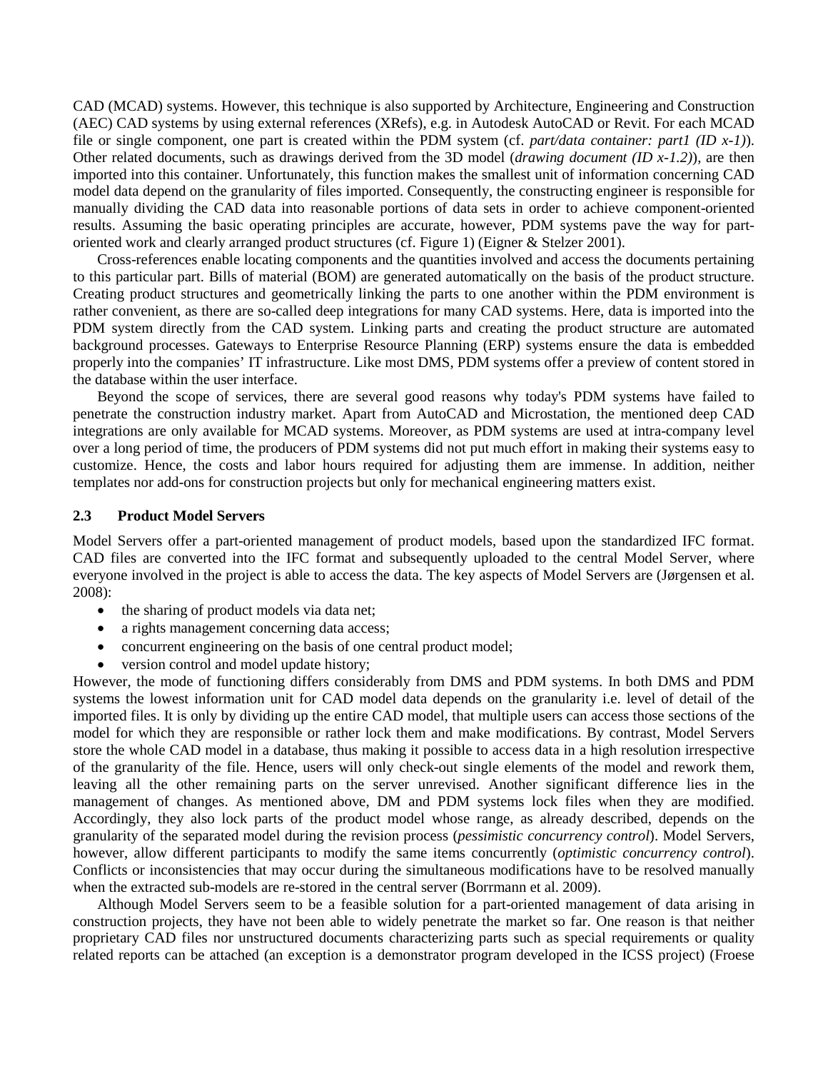CAD (MCAD) systems. However, this technique is also supported by Architecture, Engineering and Construction (AEC) CAD systems by using external references (XRefs), e.g. in Autodesk AutoCAD or Revit. For each MCAD file or single component, one part is created within the PDM system (cf. *part/data container: part1 (ID x-1)*). Other related documents, such as drawings derived from the 3D model (*drawing document (ID x-1.2)*), are then imported into this container. Unfortunately, this function makes the smallest unit of information concerning CAD model data depend on the granularity of files imported. Consequently, the constructing engineer is responsible for manually dividing the CAD data into reasonable portions of data sets in order to achieve component-oriented results. Assuming the basic operating principles are accurate, however, PDM systems pave the way for part-oriented work and clearly arranged product structures (cf. Figure 1) (Eigner & Stelzer 2001).

Cross-references enable locating components and the quantities involved and access the documents pertaining to this particular part. Bills of material (BOM) are generated automatically on the basis of the product structure. Creating product structures and geometrically linking the parts to one another within the PDM environment is rather convenient, as there are so-called deep integrations for many CAD systems. Here, data is imported into the PDM system directly from the CAD system. Linking parts and creating the product structure are automated background processes. Gateways to Enterprise Resource Planning (ERP) systems ensure the data is embedded properly into the companies' IT infrastructure. Like most DMS, PDM systems offer a preview of content stored in the database within the user interface.

Beyond the scope of services, there are several good reasons why today's PDM systems have failed to penetrate the construction industry market. Apart from AutoCAD and Microstation, the mentioned deep CAD integrations are only available for MCAD systems. Moreover, as PDM systems are used at intra-company level over a long period of time, the producers of PDM systems did not put much effort in making their systems easy to customize. Hence, the costs and labor hours required for adjusting them are immense. In addition, neither templates nor add-ons for construction projects but only for mechanical engineering matters exist.

### 2.3 Product Model Servers

Model Servers offer a part-oriented management of product models, based upon the standardized IFC format. CAD files are converted into the IFC format and subsequently uploaded to the central Model Server, where everyone involved in the project is able to access the data. The key aspects of Model Servers are (Jørgensen et al. 2008):

- the sharing of product models via data net;
- a rights management concerning data access;
- concurrent engineering on the basis of one central product model;
- version control and model update history;

However, the mode of functioning differs considerably from DMS and PDM systems. In both DMS and PDM systems the lowest information unit for CAD model data depends on the granularity i.e. level of detail of the imported files. It is only by dividing up the entire CAD model, that multiple users can access those sections of the model for which they are responsible or rather lock them and make modifications. By contrast, Model Servers store the whole CAD model in a database, thus making it possible to access data in a high resolution irrespective of the granularity of the file. Hence, users will only check-out single elements of the model and rework them, leaving all the other remaining parts on the server unrevised. Another significant difference lies in the management of changes. As mentioned above, DM and PDM systems lock files when they are modified. Accordingly, they also lock parts of the product model whose range, as already described, depends on the granularity of the separated model during the revision process (*pessimistic concurrency control*). Model Servers, however, allow different participants to modify the same items concurrently (*optimistic concurrency control*). Conflicts or inconsistencies that may occur during the simultaneous modifications have to be resolved manually when the extracted sub-models are re-stored in the central server (Borrmann et al. 2009).

Although Model Servers seem to be a feasible solution for a part-oriented management of data arising in construction projects, they have not been able to widely penetrate the market so far. One reason is that neither proprietary CAD files nor unstructured documents characterizing parts such as special requirements or quality related reports can be attached (an exception is a demonstrator program developed in the ICSS project) (Froese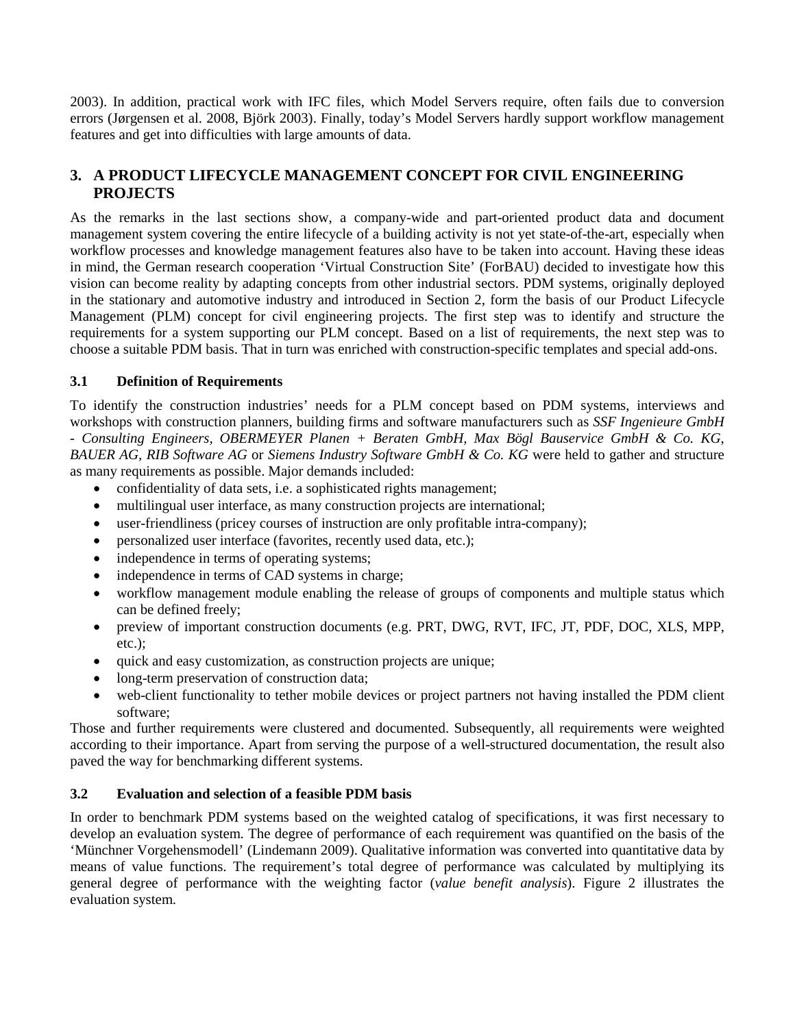2003). In addition, practical work with IFC files, which Model Servers require, often fails due to conversion errors (Jørgensen et al. 2008, Björk 2003). Finally, today's Model Servers hardly support workflow management features and get into difficulties with large amounts of data.

## 3. A PRODUCT LIFECYCLE MANAGEMENT CONCEPT FOR CIVIL ENGINEERING PROJECTS

As the remarks in the last sections show, a company-wide and part-oriented product data and document management system covering the entire lifecycle of a building activity is not yet state-of-the-art, especially when workflow processes and knowledge management features also have to be taken into account. Having these ideas in mind, the German research cooperation 'Virtual Construction Site' (ForBAU) decided to investigate how this vision can become reality by adapting concepts from other industrial sectors. PDM systems, originally deployed in the stationary and automotive industry and introduced in Section 2, form the basis of our Product Lifecycle Management (PLM) concept for civil engineering projects. The first step was to identify and structure the requirements for a system supporting our PLM concept. Based on a list of requirements, the next step was to choose a suitable PDM basis. That in turn was enriched with construction-specific templates and special add-ons.

### 3.1 Definition of Requirements

To identify the construction industries' needs for a PLM concept based on PDM systems, interviews and workshops with construction planners, building firms and software manufacturers such as *SSF Ingenieure GmbH - Consulting Engineers, OBERMEYER Planen + Beraten GmbH, Max Bögl Bauservice GmbH & Co. KG, BAUER AG, RIB Software AG* or *Siemens Industry Software GmbH & Co. KG* were held to gather and structure as many requirements as possible. Major demands included:

- confidentiality of data sets, i.e. a sophisticated rights management;
- multilingual user interface, as many construction projects are international;
- user-friendliness (pricey courses of instruction are only profitable intra-company);
- personalized user interface (favorites, recently used data, etc.);
- independence in terms of operating systems;
- independence in terms of CAD systems in charge;
- workflow management module enabling the release of groups of components and multiple status which can be defined freely;
- preview of important construction documents (e.g. PRT, DWG, RVT, IFC, JT, PDF, DOC, XLS, MPP, etc.);
- quick and easy customization, as construction projects are unique;
- long-term preservation of construction data;
- web-client functionality to tether mobile devices or project partners not having installed the PDM client software;

Those and further requirements were clustered and documented. Subsequently, all requirements were weighted according to their importance. Apart from serving the purpose of a well-structured documentation, the result also paved the way for benchmarking different systems.

### 3.2 Evaluation and selection of a feasible PDM basis

In order to benchmark PDM systems based on the weighted catalog of specifications, it was first necessary to develop an evaluation system. The degree of performance of each requirement was quantified on the basis of the 'Münchner Vorgehensmodell' (Lindemann 2009). Qualitative information was converted into quantitative data by means of value functions. The requirement's total degree of performance was calculated by multiplying its general degree of performance with the weighting factor (*value benefit analysis*). Figure 2 illustrates the evaluation system.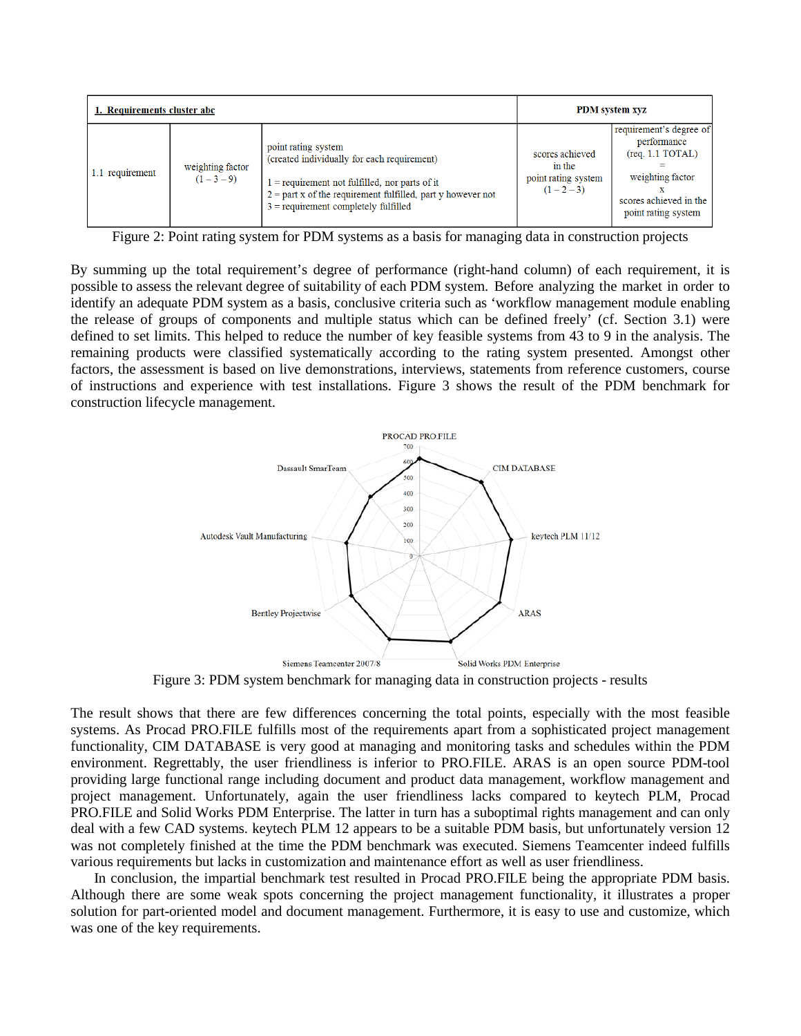| 1. Requirements cluster abc | | | PDM system xyz | |
|---|---|---|---|---|
| 1.1 requirement | weighting factor (1 – 3 – 9) | point rating system (created individually for each requirement)<br><br>1 = requirement not fulfilled, nor parts of it<br>2 = part x of the requirement fulfilled, part y however not<br>3 = requirement completely fulfilled | scores achieved in the point rating system (1 – 2 – 3) | requirement's degree of performance (req. 1.1 TOTAL) = weighting factor x scores achieved in the point rating system |

Figure 2: Point rating system for PDM systems as a basis for managing data in construction projects

By summing up the total requirement's degree of performance (right-hand column) of each requirement, it is possible to assess the relevant degree of suitability of each PDM system. Before analyzing the market in order to identify an adequate PDM system as a basis, conclusive criteria such as 'workflow management module enabling the release of groups of components and multiple status which can be defined freely' (cf. Section 3.1) were defined to set limits. This helped to reduce the number of key feasible systems from 43 to 9 in the analysis. The remaining products were classified systematically according to the rating system presented. Amongst other factors, the assessment is based on live demonstrations, interviews, statements from reference customers, course of instructions and experience with test installations. Figure 3 shows the result of the PDM benchmark for construction lifecycle management.

Figure 3: PDM system benchmark for managing data in construction projects - results

The result shows that there are few differences concerning the total points, especially with the most feasible systems. As Procad PRO.FILE fulfills most of the requirements apart from a sophisticated project management functionality, CIM DATABASE is very good at managing and monitoring tasks and schedules within the PDM environment. Regrettably, the user friendliness is inferior to PRO.FILE. ARAS is an open source PDM-tool providing large functional range including document and product data management, workflow management and project management. Unfortunately, again the user friendliness lacks compared to keytech PLM, Procad PRO.FILE and Solid Works PDM Enterprise. The latter in turn has a suboptimal rights management and can only deal with a few CAD systems. keytech PLM 12 appears to be a suitable PDM basis, but unfortunately version 12 was not completely finished at the time the PDM benchmark was executed. Siemens Teamcenter indeed fulfills various requirements but lacks in customization and maintenance effort as well as user friendliness.

In conclusion, the impartial benchmark test resulted in Procad PRO.FILE being the appropriate PDM basis. Although there are some weak spots concerning the project management functionality, it illustrates a proper solution for part-oriented model and document management. Furthermore, it is easy to use and customize, which was one of the key requirements.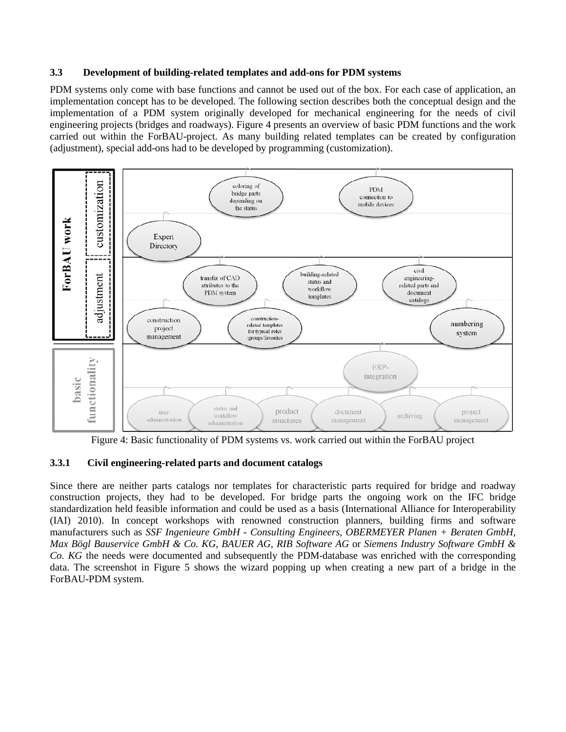### 3.3 Development of building-related templates and add-ons for PDM systems

PDM systems only come with base functions and cannot be used out of the box. For each case of application, an implementation concept has to be developed. The following section describes both the conceptual design and the implementation of a PDM system originally developed for mechanical engineering for the needs of civil engineering projects (bridges and roadways). Figure 4 presents an overview of basic PDM functions and the work carried out within the ForBAU-project. As many building related templates can be created by configuration (adjustment), special add-ons had to be developed by programming (customization).

Figure 4: Basic functionality of PDM systems vs. work carried out within the ForBAU project

#### 3.3.1 Civil engineering-related parts and document catalogs

Since there are neither parts catalogs nor templates for characteristic parts required for bridge and roadway construction projects, they had to be developed. For bridge parts the ongoing work on the IFC bridge standardization held feasible information and could be used as a basis (International Alliance for Interoperability (IAI) 2010). In concept workshops with renowned construction planners, building firms and software manufacturers such as *SSF Ingenieure GmbH - Consulting Engineers, OBERMEYER Planen + Beraten GmbH, Max Bögl Bauservice GmbH & Co. KG, BAUER AG, RIB Software AG* or *Siemens Industry Software GmbH & Co. KG* the needs were documented and subsequently the PDM-database was enriched with the corresponding data. The screenshot in Figure 5 shows the wizard popping up when creating a new part of a bridge in the ForBAU-PDM system.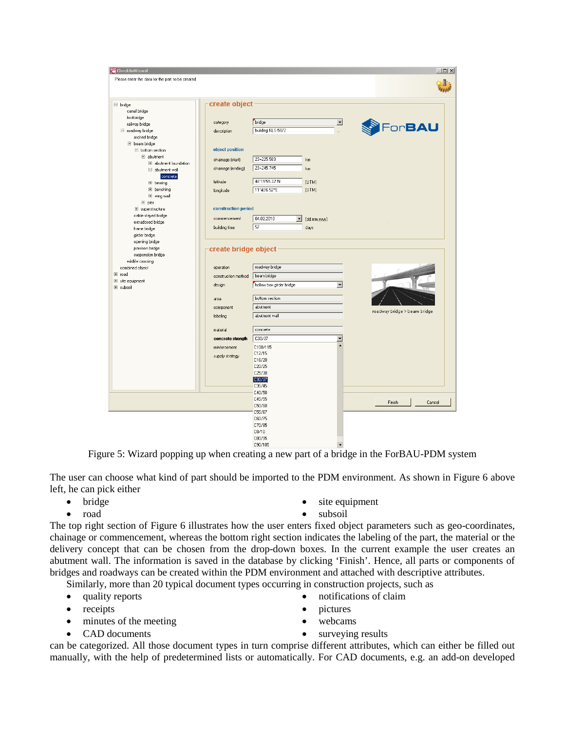Figure 5: Wizard popping up when creating a new part of a bridge in the ForBAU-PDM system

The user can choose what kind of part should be imported to the PDM environment. As shown in Figure 6 above left, he can pick either

- bridge
- road
- site equipment
- subsoil

The top right section of Figure 6 illustrates how the user enters fixed object parameters such as geo-coordinates, chainage or commencement, whereas the bottom right section indicates the labeling of the part, the material or the delivery concept that can be chosen from the drop-down boxes. In the current example the user creates an abutment wall. The information is saved in the database by clicking 'Finish'. Hence, all parts or components of bridges and roadways can be created within the PDM environment and attached with descriptive attributes.

Similarly, more than 20 typical document types occurring in construction projects, such as

- quality reports
- receipts
- minutes of the meeting
- CAD documents
- notifications of claim
- pictures
- webcams
- surveying results

can be categorized. All those document types in turn comprise different attributes, which can either be filled out manually, with the help of predetermined lists or automatically. For CAD documents, e.g. an add-on developed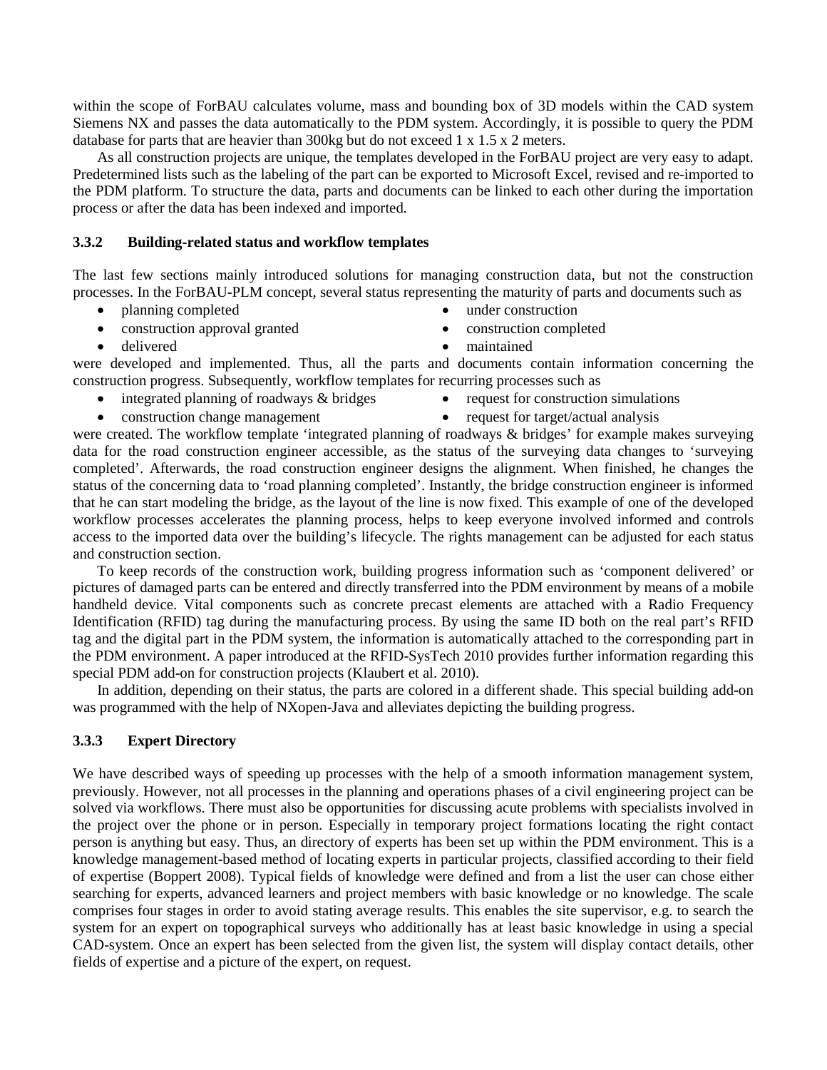within the scope of ForBAU calculates volume, mass and bounding box of 3D models within the CAD system Siemens NX and passes the data automatically to the PDM system. Accordingly, it is possible to query the PDM database for parts that are heavier than 300kg but do not exceed 1 x 1.5 x 2 meters.

As all construction projects are unique, the templates developed in the ForBAU project are very easy to adapt. Predetermined lists such as the labeling of the part can be exported to Microsoft Excel, revised and re-imported to the PDM platform. To structure the data, parts and documents can be linked to each other during the importation process or after the data has been indexed and imported.

### 3.3.2 Building-related status and workflow templates

The last few sections mainly introduced solutions for managing construction data, but not the construction processes. In the ForBAU-PLM concept, several status representing the maturity of parts and documents such as

- planning completed
- construction approval granted
- delivered
- under construction
- construction completed
- maintained

were developed and implemented. Thus, all the parts and documents contain information concerning the construction progress. Subsequently, workflow templates for recurring processes such as

- integrated planning of roadways & bridges
- construction change management
- request for construction simulations
- request for target/actual analysis

were created. The workflow template 'integrated planning of roadways & bridges' for example makes surveying data for the road construction engineer accessible, as the status of the surveying data changes to 'surveying completed'. Afterwards, the road construction engineer designs the alignment. When finished, he changes the status of the concerning data to 'road planning completed'. Instantly, the bridge construction engineer is informed that he can start modeling the bridge, as the layout of the line is now fixed. This example of one of the developed workflow processes accelerates the planning process, helps to keep everyone involved informed and controls access to the imported data over the building's lifecycle. The rights management can be adjusted for each status and construction section.

To keep records of the construction work, building progress information such as 'component delivered' or pictures of damaged parts can be entered and directly transferred into the PDM environment by means of a mobile handheld device. Vital components such as concrete precast elements are attached with a Radio Frequency Identification (RFID) tag during the manufacturing process. By using the same ID both on the real part's RFID tag and the digital part in the PDM system, the information is automatically attached to the corresponding part in the PDM environment. A paper introduced at the RFID-SysTech 2010 provides further information regarding this special PDM add-on for construction projects (Klaubert et al. 2010).

In addition, depending on their status, the parts are colored in a different shade. This special building add-on was programmed with the help of NXopen-Java and alleviates depicting the building progress.

### 3.3.3 Expert Directory

We have described ways of speeding up processes with the help of a smooth information management system, previously. However, not all processes in the planning and operations phases of a civil engineering project can be solved via workflows. There must also be opportunities for discussing acute problems with specialists involved in the project over the phone or in person. Especially in temporary project formations locating the right contact person is anything but easy. Thus, an directory of experts has been set up within the PDM environment. This is a knowledge management-based method of locating experts in particular projects, classified according to their field of expertise (Boppert 2008). Typical fields of knowledge were defined and from a list the user can chose either searching for experts, advanced learners and project members with basic knowledge or no knowledge. The scale comprises four stages in order to avoid stating average results. This enables the site supervisor, e.g. to search the system for an expert on topographical surveys who additionally has at least basic knowledge in using a special CAD-system. Once an expert has been selected from the given list, the system will display contact details, other fields of expertise and a picture of the expert, on request.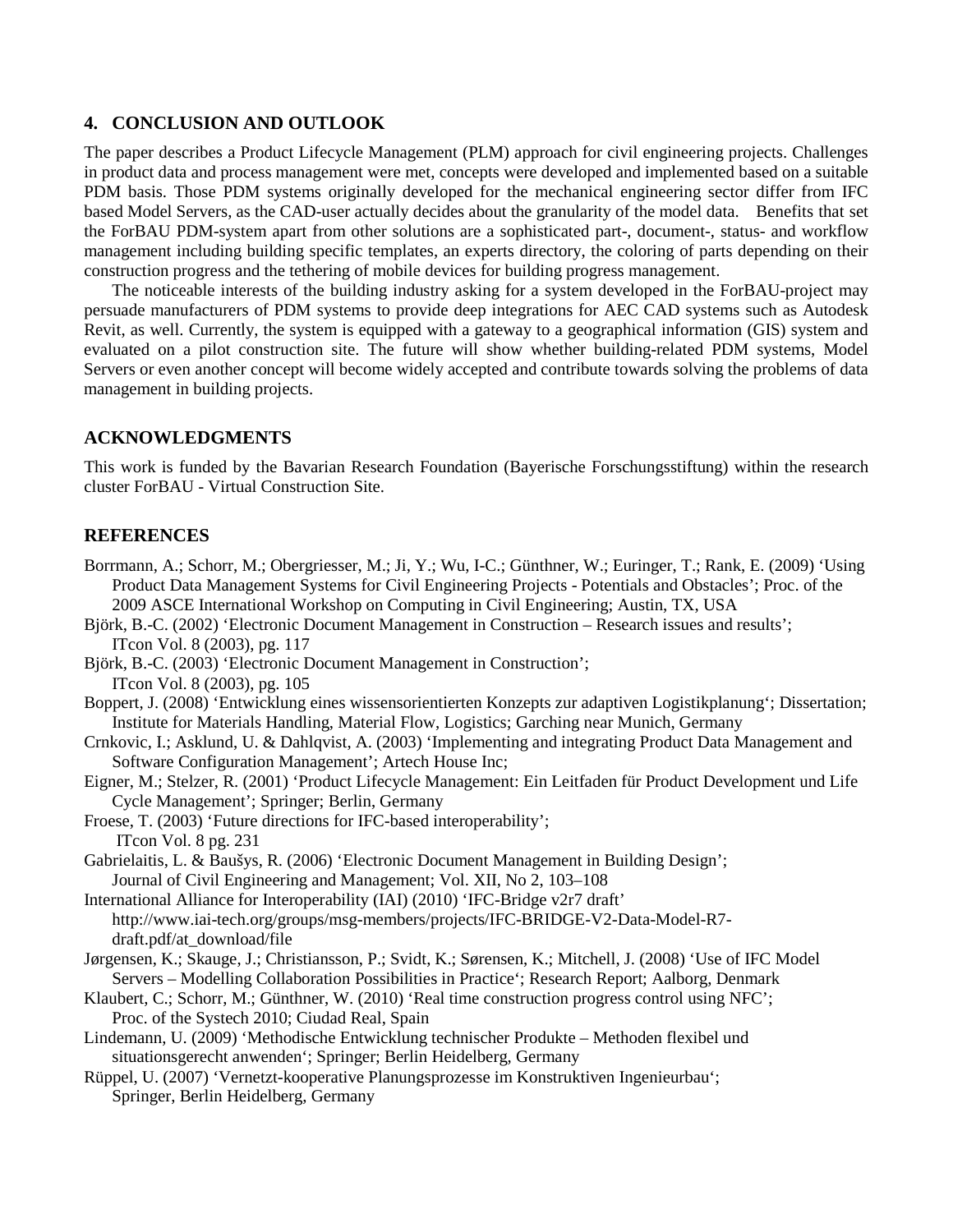## 4. CONCLUSION AND OUTLOOK

The paper describes a Product Lifecycle Management (PLM) approach for civil engineering projects. Challenges in product data and process management were met, concepts were developed and implemented based on a suitable PDM basis. Those PDM systems originally developed for the mechanical engineering sector differ from IFC based Model Servers, as the CAD-user actually decides about the granularity of the model data. Benefits that set the ForBAU PDM-system apart from other solutions are a sophisticated part-, document-, status- and workflow management including building specific templates, an experts directory, the coloring of parts depending on their construction progress and the tethering of mobile devices for building progress management.

The noticeable interests of the building industry asking for a system developed in the ForBAU-project may persuade manufacturers of PDM systems to provide deep integrations for AEC CAD systems such as Autodesk Revit, as well. Currently, the system is equipped with a gateway to a geographical information (GIS) system and evaluated on a pilot construction site. The future will show whether building-related PDM systems, Model Servers or even another concept will become widely accepted and contribute towards solving the problems of data management in building projects.

## ACKNOWLEDGMENTS

This work is funded by the Bavarian Research Foundation (Bayerische Forschungsstiftung) within the research cluster ForBAU - Virtual Construction Site.

## REFERENCES

Borrmann, A.; Schorr, M.; Obergriesser, M.; Ji, Y.; Wu, I-C.; Günthner, W.; Euringer, T.; Rank, E. (2009) 'Using Product Data Management Systems for Civil Engineering Projects - Potentials and Obstacles'; Proc. of the 2009 ASCE International Workshop on Computing in Civil Engineering; Austin, TX, USA

Björk, B.-C. (2002) 'Electronic Document Management in Construction – Research issues and results'; ITcon Vol. 8 (2003), pg. 117

Björk, B.-C. (2003) 'Electronic Document Management in Construction'; ITcon Vol. 8 (2003), pg. 105

Boppert, J. (2008) 'Entwicklung eines wissensorientierten Konzepts zur adaptiven Logistikplanung'; Dissertation; Institute for Materials Handling, Material Flow, Logistics; Garching near Munich, Germany

Crnkovic, I.; Asklund, U. & Dahlqvist, A. (2003) 'Implementing and integrating Product Data Management and Software Configuration Management'; Artech House Inc;

Eigner, M.; Stelzer, R. (2001) 'Product Lifecycle Management: Ein Leitfaden für Product Development und Life Cycle Management'; Springer; Berlin, Germany

Froese, T. (2003) 'Future directions for IFC-based interoperability'; ITcon Vol. 8 pg. 231

Gabrielaitis, L. & Baušys, R. (2006) 'Electronic Document Management in Building Design'; Journal of Civil Engineering and Management; Vol. XII, No 2, 103–108

International Alliance for Interoperability (IAI) (2010) 'IFC-Bridge v2r7 draft' http://www.iai-tech.org/groups/msg-members/projects/IFC-BRIDGE-V2-Data-Model-R7-draft.pdf/at_download/file

Jørgensen, K.; Skauge, J.; Christiansson, P.; Svidt, K.; Sørensen, K.; Mitchell, J. (2008) 'Use of IFC Model Servers – Modelling Collaboration Possibilities in Practice'; Research Report; Aalborg, Denmark

Klaubert, C.; Schorr, M.; Günthner, W. (2010) 'Real time construction progress control using NFC'; Proc. of the Systech 2010; Ciudad Real, Spain

Lindemann, U. (2009) 'Methodische Entwicklung technischer Produkte – Methoden flexibel und situationsgerecht anwenden'; Springer; Berlin Heidelberg, Germany

Rüppel, U. (2007) 'Vernetzt-kooperative Planungsprozesse im Konstruktiven Ingenieurbau'; Springer, Berlin Heidelberg, Germany